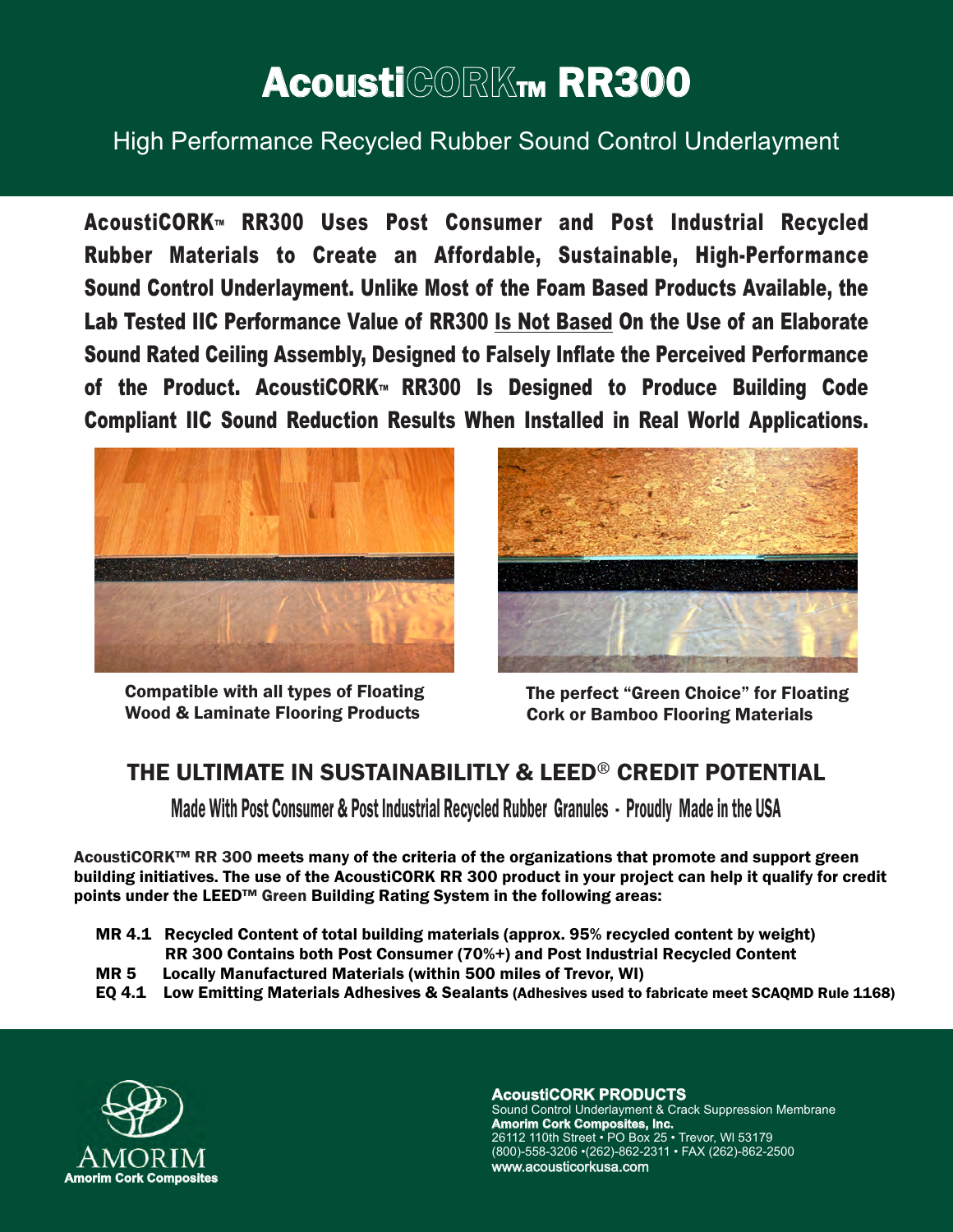# AcoustiCORK™ RR300

## High Performance Recycled Rubber Sound Control Underlayment

**AcoustiCORK™ RR300 Uses Post Consumer and Post Industrial Recycled Rubber Materials to Create an Affordable, Sustainable, High-Performance Sound Control Underlayment. Unlike Most of the Foam Based Products Available, the Lab Tested IIC Performance Value of RR300 Is Not Based On the Use of an Elaborate Sound Rated Ceiling Assembly, Designed to Falsely Inflate the Perceived Performance of the Product. AcoustiCORK™ RR300 Is Designed to Produce Building Code Compliant IIC Sound Reduction Results When Installed in Real World Applications.**

**Compatible with all types of Floating Wood & Laminate Flooring Products**

**The perfect "Green Choice" for Floating Cork or Bamboo Flooring Materials**

## THE ULTIMATE IN SUSTAINABILITLY & LEED® CREDIT POTENTIAL

**Made With Post Consumer & Post Industrial Recycled Rubber Granules - Proudly Made in the USA**

**AcoustiCORK™ RR 300 meets many of the criteria of the organizations that promote and support green building initiatives. The use of the AcoustiCORK RR 300 product in your project can help it qualify for credit points under the LEED™ Green Building Rating System in the following areas:**

- **MR 4.1 Recycled Content of total building materials (approx. 95% recycled content by weight) RR 300 Contains both Post Consumer (70%+) and Post Industrial Recycled Content**
- **MR 5 Locally Manufactured Materials (within 500 miles of Trevor, WI)**
- **EQ 4.1 Low Emitting Materials Adhesives & Sealants (Adhesives used to fabricate meet SCAQMD Rule 1168)**

AMORIM
Amorim Cork Composites

**AcoustiCORK PRODUCTS**
Sound Control Underlayment & Crack Suppression Membrane
**Amorim Cork Composites, Inc.**
26112 110th Street • PO Box 25 • Trevor, WI 53179
(800)-558-3206 •(262)-862-2311 • FAX (262)-862-2500
www.acousticorkusa.com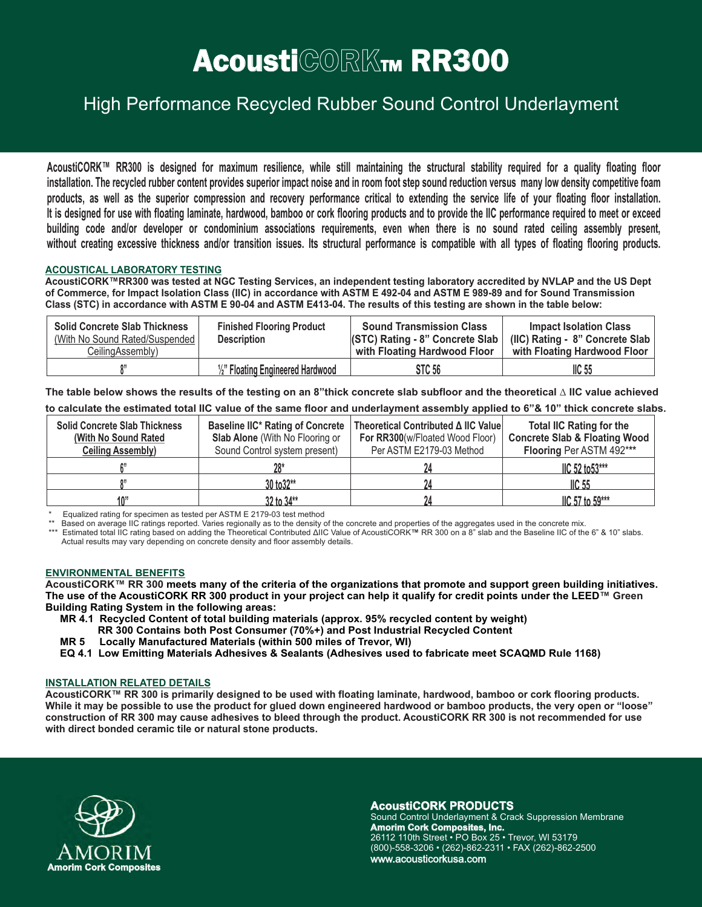# AcoustiCORK™ RR300

## High Performance Recycled Rubber Sound Control Underlayment

**AcoustiCORK™ RR300 is designed for maximum resilience, while still maintaining the structural stability required for a quality floating floor installation. The recycled rubber content provides superior impact noise and in room foot step sound reduction versus many low density competitive foam products, as well as the superior compression and recovery performance critical to extending the service life of your floating floor installation. It is designed for use with floating laminate, hardwood, bamboo or cork flooring products and to provide the IIC performance required to meet or exceed building code and/or developer or condominium associations requirements, even when there is no sound rated ceiling assembly present, without creating excessive thickness and/or transition issues. Its structural performance is compatible with all types of floating flooring products.**

### ACOUSTICAL LABORATORY TESTING

**AcoustiCORK™RR300 was tested at NGC Testing Services, an independent testing laboratory accredited by NVLAP and the US Dept of Commerce, for Impact Isolation Class (IIC) in accordance with ASTM E 492-04 and ASTM E 989-89 and for Sound Transmission Class (STC) in accordance with ASTM E 90-04 and ASTM E413-04. The results of this testing are shown in the table below:**

| Solid Concrete Slab Thickness (With No Sound Rated/Suspended CeilingAssembly) | Finished Flooring Product Description | Sound Transmission Class (STC) Rating - 8" Concrete Slab with Floating Hardwood Floor | Impact Isolation Class (IIC) Rating - 8" Concrete Slab with Floating Hardwood Floor |
|---|---|---|---|
| 8" | ½" Floating Engineered Hardwood | STC 56 | IIC 55 |

**The table below shows the results of the testing on an 8"thick concrete slab subfloor and the theoretical ∆ IIC value achieved to calculate the estimated total IIC value of the same floor and underlayment assembly applied to 6"& 10" thick concrete slabs.**

| Solid Concrete Slab Thickness (With No Sound Rated Ceiling Assembly) | Baseline IIC* Rating of Concrete Slab Alone (With No Flooring or Sound Control system present) | Theoretical Contributed ∆ IIC Value For RR300(w/Floated Wood Floor) Per ASTM E2179-03 Method | Total IIC Rating for the Concrete Slab & Floating Wood Flooring Per ASTM 492*** |
|---|---|---|---|
| 6" | 28* | 24 | IIC 52 to53*** |
| 8" | 30 to32** | 24 | IIC 55 |
| 10" | 32 to 34** | 24 | IIC 57 to 59*** |

\* Equalized rating for specimen as tested per ASTM E 2179-03 test method

\*\* Based on average IIC ratings reported. Varies regionally as to the density of the concrete and properties of the aggregates used in the concrete mix.

\*\*\* Estimated total IIC rating based on adding the Theoretical Contributed ∆IIC Value of AcoustiCORK™ RR 300 on a 8" slab and the Baseline IIC of the 6" & 10" slabs. Actual results may vary depending on concrete density and floor assembly details.

### ENVIRONMENTAL BENEFITS

**AcoustiCORK™ RR 300 meets many of the criteria of the organizations that promote and support green building initiatives. The use of the AcoustiCORK RR 300 product in your project can help it qualify for credit points under the LEED™ Green Building Rating System in the following areas:**

- **MR 4.1 Recycled Content of total building materials (approx. 95% recycled content by weight) RR 300 Contains both Post Consumer (70%+) and Post Industrial Recycled Content**
- **MR 5 Locally Manufactured Materials (within 500 miles of Trevor, WI)**
- **EQ 4.1 Low Emitting Materials Adhesives & Sealants (Adhesives used to fabricate meet SCAQMD Rule 1168)**

### INSTALLATION RELATED DETAILS

**AcoustiCORK™ RR 300 is primarily designed to be used with floating laminate, hardwood, bamboo or cork flooring products. While it may be possible to use the product for glued down engineered hardwood or bamboo products, the very open or "loose" construction of RR 300 may cause adhesives to bleed through the product. AcoustiCORK RR 300 is not recommended for use with direct bonded ceramic tile or natural stone products.**

AMORIM
Amorim Cork Composites

**AcoustiCORK PRODUCTS**
Sound Control Underlayment & Crack Suppression Membrane
**Amorim Cork Composites, Inc.**
26112 110th Street • PO Box 25 • Trevor, WI 53179
(800)-558-3206 • (262)-862-2311 • FAX (262)-862-2500
www.acousticorkusa.com